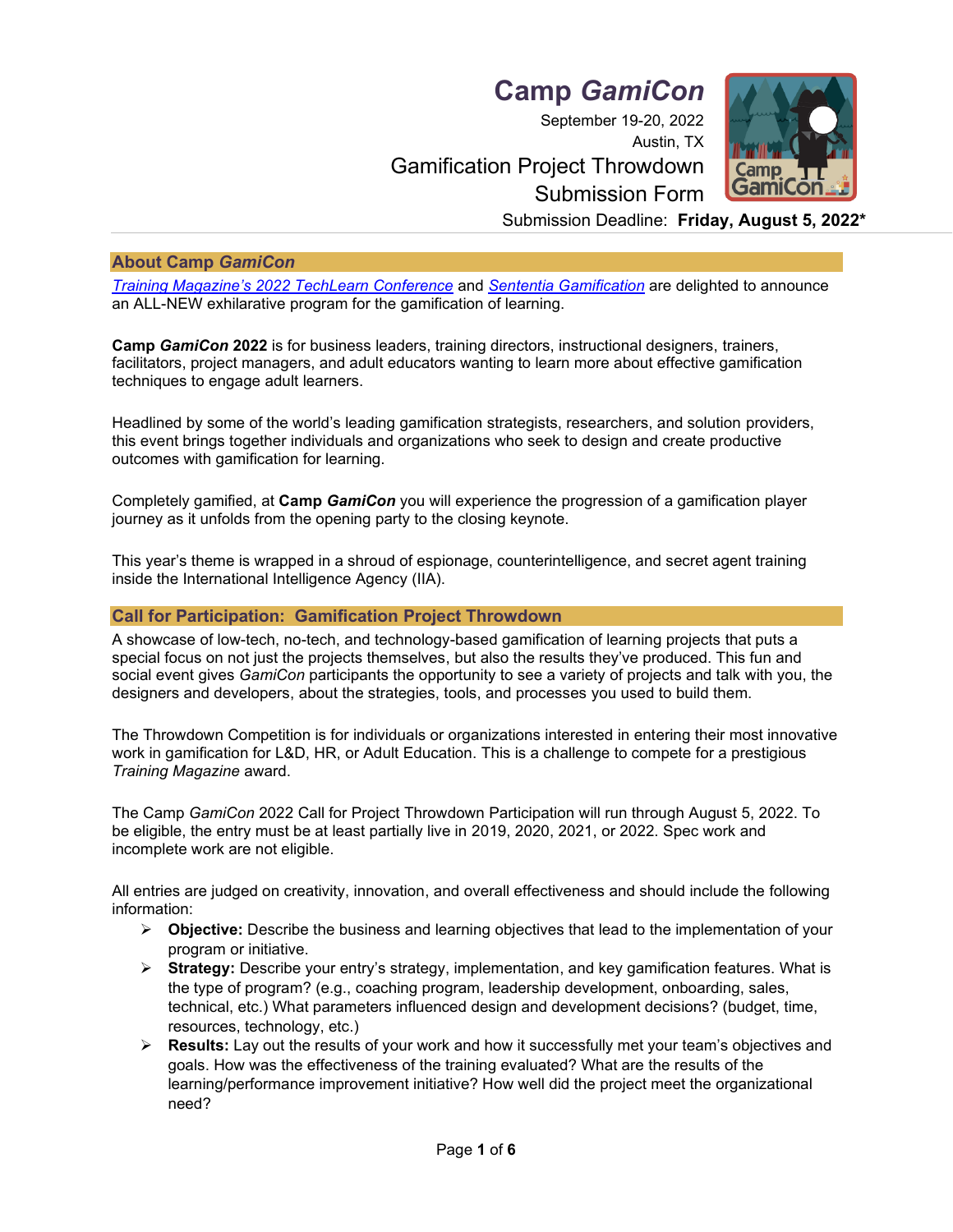# Camp *GamiCon*

September 19-20, 2022
Austin, TX

Gamification Project Throwdown
Submission Form

Submission Deadline: **Friday, August 5, 2022***

## About Camp *GamiCon*

*Training Magazine's 2022 TechLearn Conference* and *Sententia Gamification* are delighted to announce an ALL-NEW exhilarative program for the gamification of learning.

**Camp *GamiCon* 2022** is for business leaders, training directors, instructional designers, trainers, facilitators, project managers, and adult educators wanting to learn more about effective gamification techniques to engage adult learners.

Headlined by some of the world's leading gamification strategists, researchers, and solution providers, this event brings together individuals and organizations who seek to design and create productive outcomes with gamification for learning.

Completely gamified, at **Camp *GamiCon*** you will experience the progression of a gamification player journey as it unfolds from the opening party to the closing keynote.

This year's theme is wrapped in a shroud of espionage, counterintelligence, and secret agent training inside the International Intelligence Agency (IIA).

## Call for Participation: Gamification Project Throwdown

A showcase of low-tech, no-tech, and technology-based gamification of learning projects that puts a special focus on not just the projects themselves, but also the results they've produced. This fun and social event gives *GamiCon* participants the opportunity to see a variety of projects and talk with you, the designers and developers, about the strategies, tools, and processes you used to build them.

The Throwdown Competition is for individuals or organizations interested in entering their most innovative work in gamification for L&D, HR, or Adult Education. This is a challenge to compete for a prestigious *Training Magazine* award.

The Camp *GamiCon* 2022 Call for Project Throwdown Participation will run through August 5, 2022. To be eligible, the entry must be at least partially live in 2019, 2020, 2021, or 2022. Spec work and incomplete work are not eligible.

All entries are judged on creativity, innovation, and overall effectiveness and should include the following information:

- **Objective:** Describe the business and learning objectives that lead to the implementation of your program or initiative.
- **Strategy:** Describe your entry's strategy, implementation, and key gamification features. What is the type of program? (e.g., coaching program, leadership development, onboarding, sales, technical, etc.) What parameters influenced design and development decisions? (budget, time, resources, technology, etc.)
- **Results:** Lay out the results of your work and how it successfully met your team's objectives and goals. How was the effectiveness of the training evaluated? What are the results of the learning/performance improvement initiative? How well did the project meet the organizational need?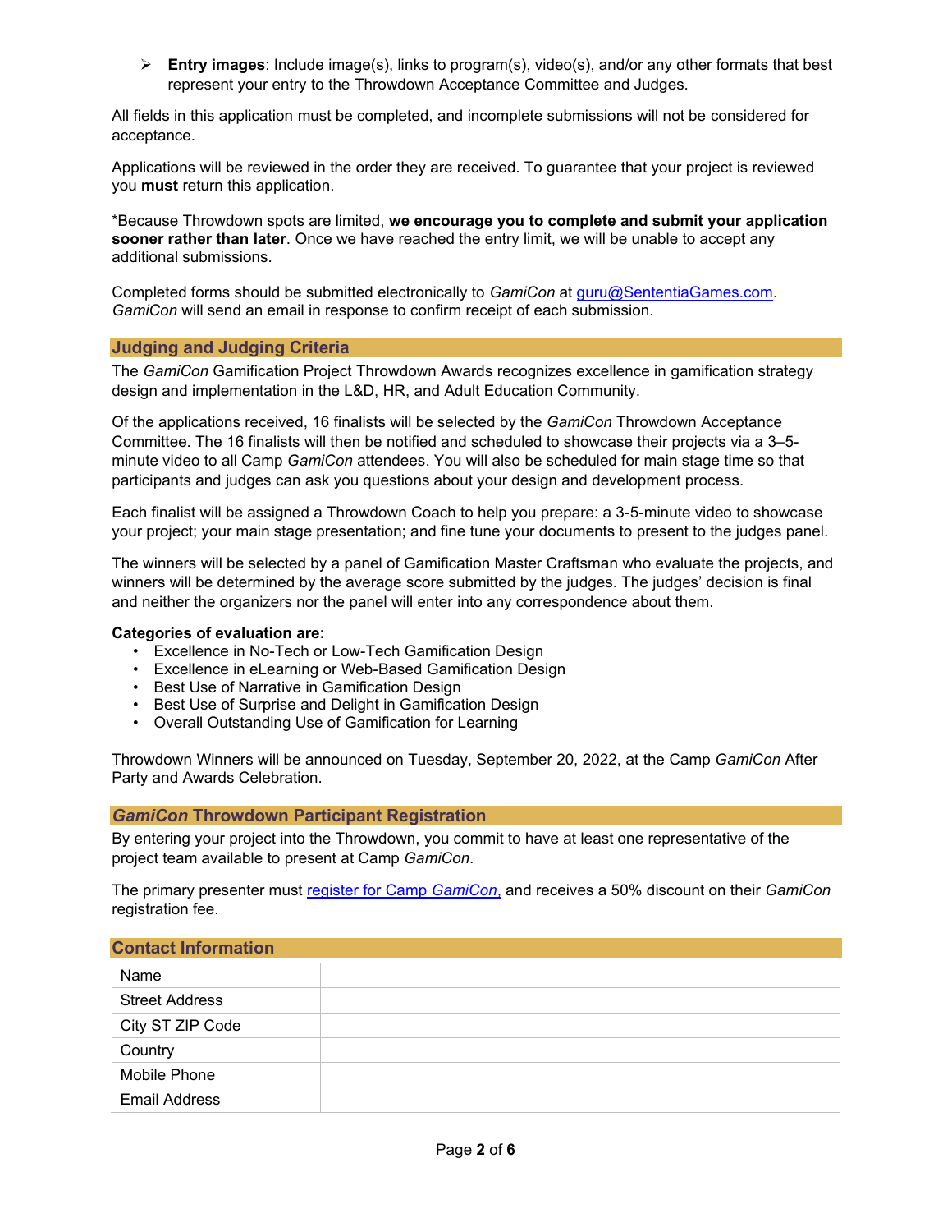- **Entry images**: Include image(s), links to program(s), video(s), and/or any other formats that best represent your entry to the Throwdown Acceptance Committee and Judges.

All fields in this application must be completed, and incomplete submissions will not be considered for acceptance.

Applications will be reviewed in the order they are received. To guarantee that your project is reviewed you **must** return this application.

*Because Throwdown spots are limited, **we encourage you to complete and submit your application sooner rather than later**. Once we have reached the entry limit, we will be unable to accept any additional submissions.

Completed forms should be submitted electronically to *GamiCon* at guru@SententiaGames.com. *GamiCon* will send an email in response to confirm receipt of each submission.

## Judging and Judging Criteria

The *GamiCon* Gamification Project Throwdown Awards recognizes excellence in gamification strategy design and implementation in the L&D, HR, and Adult Education Community.

Of the applications received, 16 finalists will be selected by the *GamiCon* Throwdown Acceptance Committee. The 16 finalists will then be notified and scheduled to showcase their projects via a 3–5-minute video to all Camp *GamiCon* attendees. You will also be scheduled for main stage time so that participants and judges can ask you questions about your design and development process.

Each finalist will be assigned a Throwdown Coach to help you prepare: a 3-5-minute video to showcase your project; your main stage presentation; and fine tune your documents to present to the judges panel.

The winners will be selected by a panel of Gamification Master Craftsman who evaluate the projects, and winners will be determined by the average score submitted by the judges. The judges' decision is final and neither the organizers nor the panel will enter into any correspondence about them.

**Categories of evaluation are:**

- Excellence in No-Tech or Low-Tech Gamification Design
- Excellence in eLearning or Web-Based Gamification Design
- Best Use of Narrative in Gamification Design
- Best Use of Surprise and Delight in Gamification Design
- Overall Outstanding Use of Gamification for Learning

Throwdown Winners will be announced on Tuesday, September 20, 2022, at the Camp *GamiCon* After Party and Awards Celebration.

## *GamiCon* Throwdown Participant Registration

By entering your project into the Throwdown, you commit to have at least one representative of the project team available to present at Camp *GamiCon*.

The primary presenter must register for Camp *GamiCon*, and receives a 50% discount on their *GamiCon* registration fee.

## Contact Information

| | |
|---|---|
| Name | |
| Street Address | |
| City ST ZIP Code | |
| Country | |
| Mobile Phone | |
| Email Address | |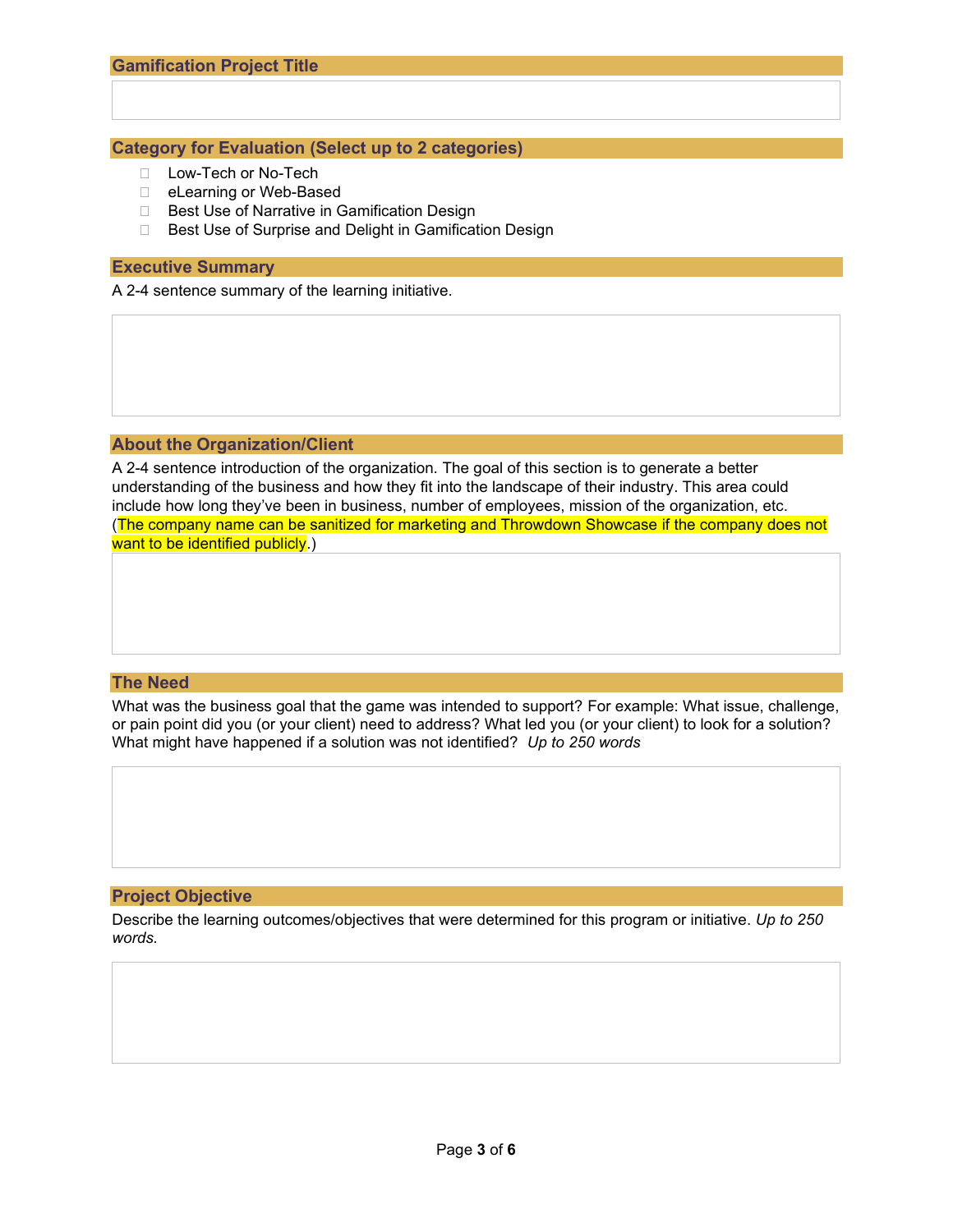## Gamification Project Title

## Category for Evaluation (Select up to 2 categories)

- Low-Tech or No-Tech
- eLearning or Web-Based
- Best Use of Narrative in Gamification Design
- Best Use of Surprise and Delight in Gamification Design

## Executive Summary

A 2-4 sentence summary of the learning initiative.

## About the Organization/Client

A 2-4 sentence introduction of the organization. The goal of this section is to generate a better understanding of the business and how they fit into the landscape of their industry. This area could include how long they've been in business, number of employees, mission of the organization, etc. (The company name can be sanitized for marketing and Throwdown Showcase if the company does not want to be identified publicly.)

## The Need

What was the business goal that the game was intended to support? For example: What issue, challenge, or pain point did you (or your client) need to address? What led you (or your client) to look for a solution? What might have happened if a solution was not identified? *Up to 250 words*

## Project Objective

Describe the learning outcomes/objectives that were determined for this program or initiative. *Up to 250 words.*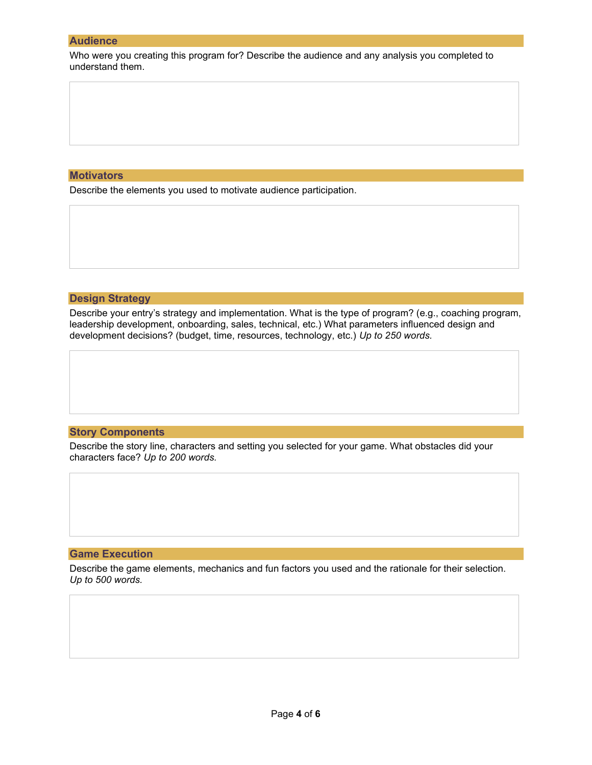## Audience

Who were you creating this program for? Describe the audience and any analysis you completed to understand them.

## Motivators

Describe the elements you used to motivate audience participation.

## Design Strategy

Describe your entry's strategy and implementation. What is the type of program? (e.g., coaching program, leadership development, onboarding, sales, technical, etc.) What parameters influenced design and development decisions? (budget, time, resources, technology, etc.) *Up to 250 words.*

## Story Components

Describe the story line, characters and setting you selected for your game. What obstacles did your characters face? *Up to 200 words.*

## Game Execution

Describe the game elements, mechanics and fun factors you used and the rationale for their selection. *Up to 500 words.*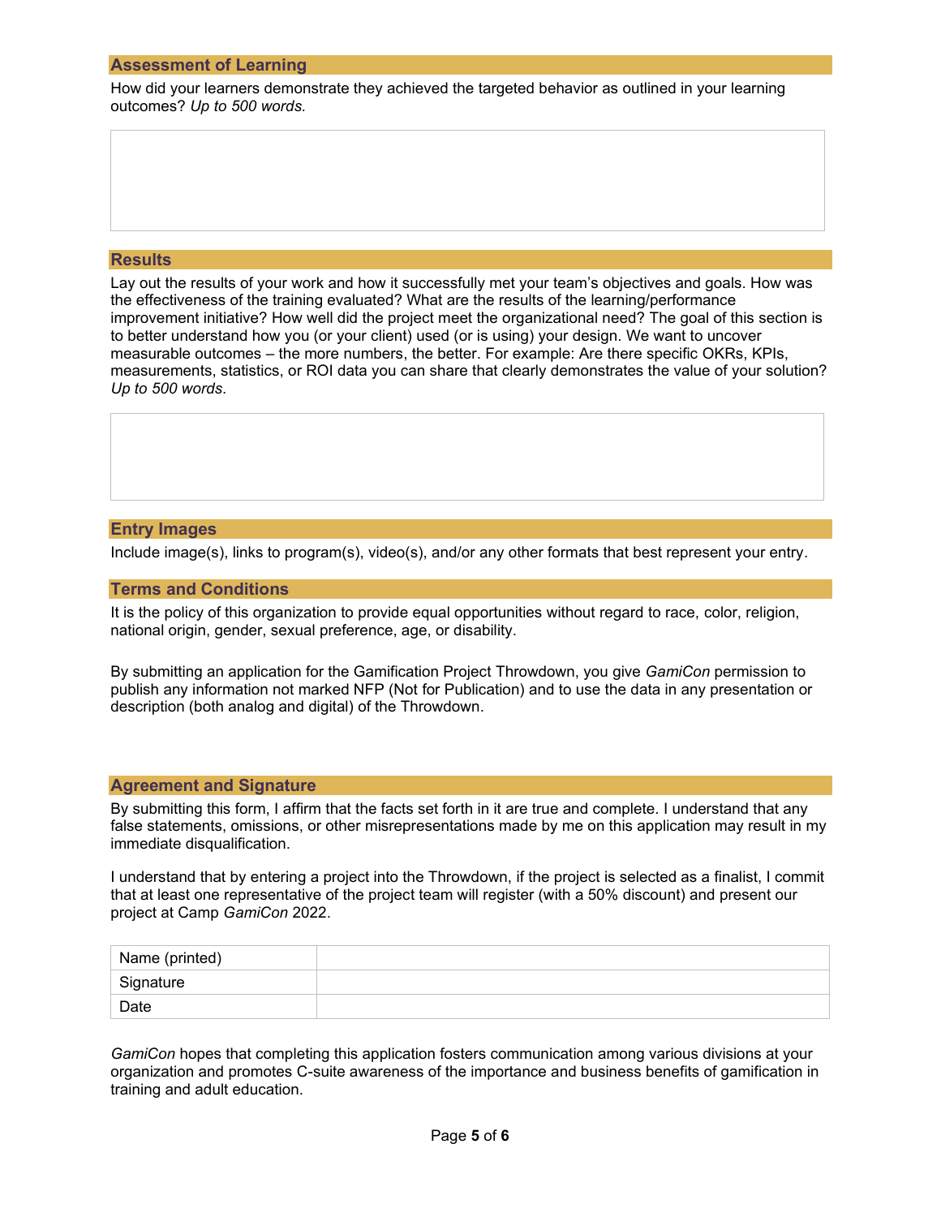## Assessment of Learning

How did your learners demonstrate they achieved the targeted behavior as outlined in your learning outcomes? *Up to 500 words.*

## Results

Lay out the results of your work and how it successfully met your team's objectives and goals. How was the effectiveness of the training evaluated? What are the results of the learning/performance improvement initiative? How well did the project meet the organizational need? The goal of this section is to better understand how you (or your client) used (or is using) your design. We want to uncover measurable outcomes – the more numbers, the better. For example: Are there specific OKRs, KPIs, measurements, statistics, or ROI data you can share that clearly demonstrates the value of your solution? *Up to 500 words*.

## Entry Images

Include image(s), links to program(s), video(s), and/or any other formats that best represent your entry.

## Terms and Conditions

It is the policy of this organization to provide equal opportunities without regard to race, color, religion, national origin, gender, sexual preference, age, or disability.

By submitting an application for the Gamification Project Throwdown, you give *GamiCon* permission to publish any information not marked NFP (Not for Publication) and to use the data in any presentation or description (both analog and digital) of the Throwdown.

## Agreement and Signature

By submitting this form, I affirm that the facts set forth in it are true and complete. I understand that any false statements, omissions, or other misrepresentations made by me on this application may result in my immediate disqualification.

I understand that by entering a project into the Throwdown, if the project is selected as a finalist, I commit that at least one representative of the project team will register (with a 50% discount) and present our project at Camp *GamiCon* 2022.

| Name (printed) | |
|---|---|
| Signature | |
| Date | |

*GamiCon* hopes that completing this application fosters communication among various divisions at your organization and promotes C-suite awareness of the importance and business benefits of gamification in training and adult education.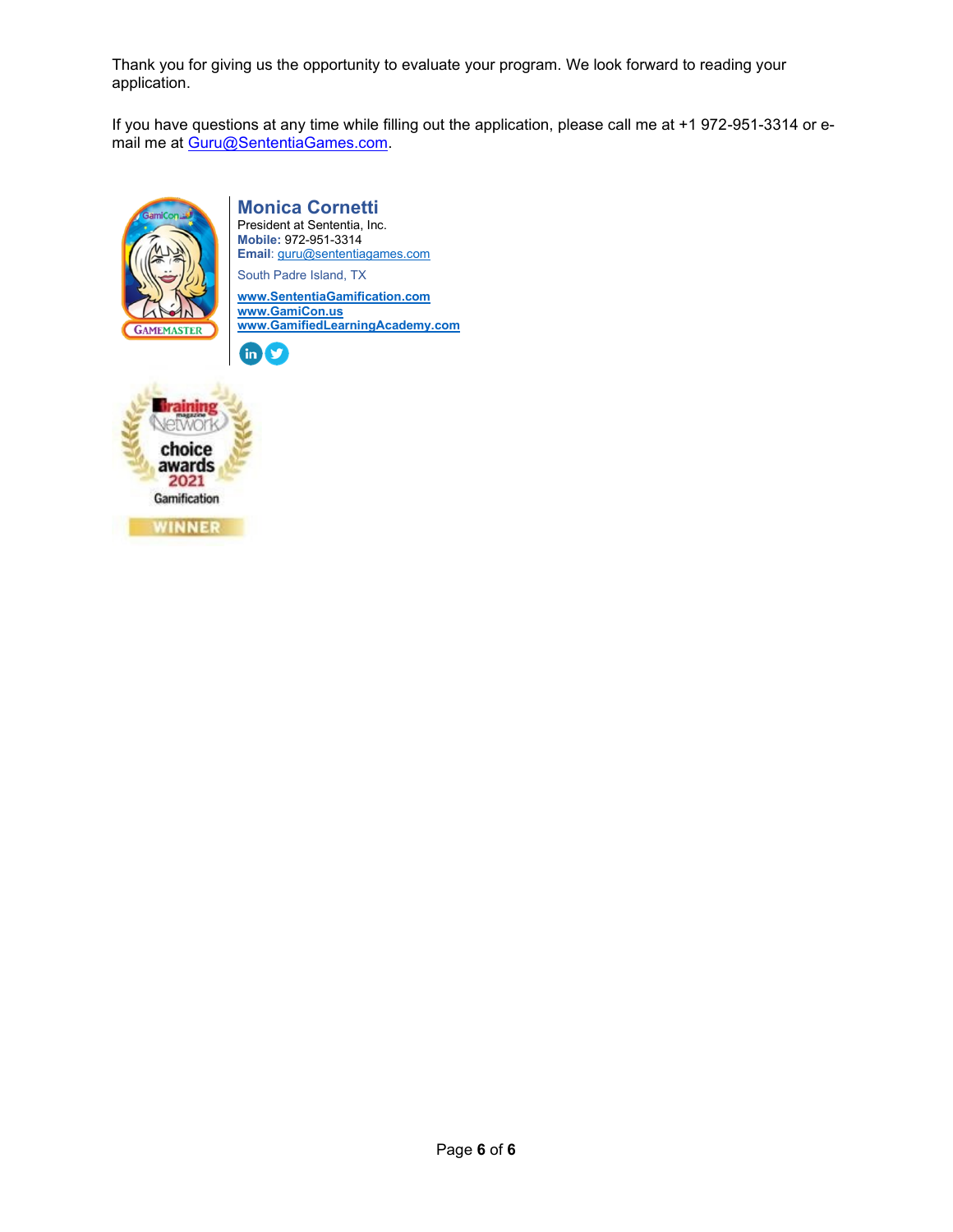Thank you for giving us the opportunity to evaluate your program. We look forward to reading your application.

If you have questions at any time while filling out the application, please call me at +1 972-951-3314 or e-mail me at Guru@SententiaGames.com.

**Monica Cornetti**
President at Sententia, Inc.
**Mobile:** 972-951-3314
**Email**: guru@sententiagames.com

South Padre Island, TX

**www.SententiaGamification.com**
**www.GamiCon.us**
**www.GamifiedLearningAcademy.com**